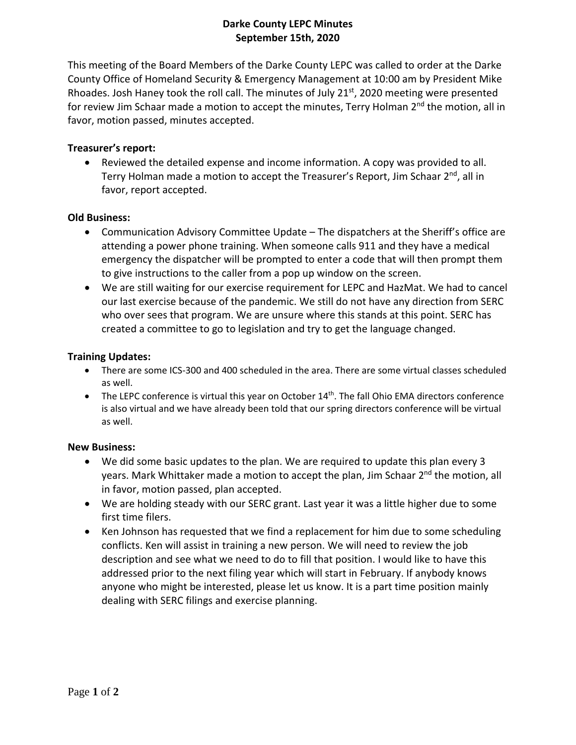# Darke County LEPC Minutes
## September 15th, 2020

This meeting of the Board Members of the Darke County LEPC was called to order at the Darke County Office of Homeland Security & Emergency Management at 10:00 am by President Mike Rhoades. Josh Haney took the roll call. The minutes of July 21st, 2020 meeting were presented for review Jim Schaar made a motion to accept the minutes, Terry Holman 2nd the motion, all in favor, motion passed, minutes accepted.

**Treasurer's report:**

- Reviewed the detailed expense and income information. A copy was provided to all. Terry Holman made a motion to accept the Treasurer's Report, Jim Schaar 2nd, all in favor, report accepted.

**Old Business:**

- Communication Advisory Committee Update – The dispatchers at the Sheriff's office are attending a power phone training. When someone calls 911 and they have a medical emergency the dispatcher will be prompted to enter a code that will then prompt them to give instructions to the caller from a pop up window on the screen.
- We are still waiting for our exercise requirement for LEPC and HazMat. We had to cancel our last exercise because of the pandemic. We still do not have any direction from SERC who over sees that program. We are unsure where this stands at this point. SERC has created a committee to go to legislation and try to get the language changed.

**Training Updates:**

- There are some ICS-300 and 400 scheduled in the area. There are some virtual classes scheduled as well.
- The LEPC conference is virtual this year on October 14th. The fall Ohio EMA directors conference is also virtual and we have already been told that our spring directors conference will be virtual as well.

**New Business:**

- We did some basic updates to the plan. We are required to update this plan every 3 years. Mark Whittaker made a motion to accept the plan, Jim Schaar 2nd the motion, all in favor, motion passed, plan accepted.
- We are holding steady with our SERC grant. Last year it was a little higher due to some first time filers.
- Ken Johnson has requested that we find a replacement for him due to some scheduling conflicts. Ken will assist in training a new person. We will need to review the job description and see what we need to do to fill that position. I would like to have this addressed prior to the next filing year which will start in February. If anybody knows anyone who might be interested, please let us know. It is a part time position mainly dealing with SERC filings and exercise planning.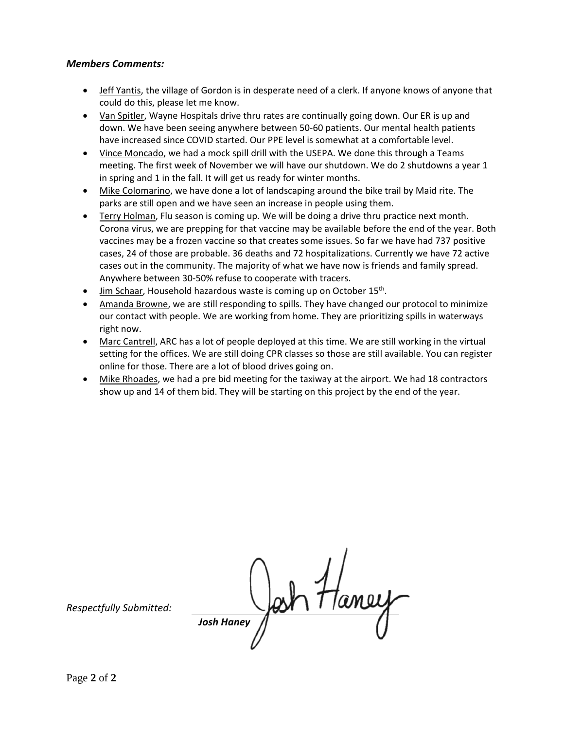***Members Comments:***

- Jeff Yantis, the village of Gordon is in desperate need of a clerk. If anyone knows of anyone that could do this, please let me know.
- Van Spitler, Wayne Hospitals drive thru rates are continually going down. Our ER is up and down. We have been seeing anywhere between 50-60 patients. Our mental health patients have increased since COVID started. Our PPE level is somewhat at a comfortable level.
- Vince Moncado, we had a mock spill drill with the USEPA. We done this through a Teams meeting. The first week of November we will have our shutdown. We do 2 shutdowns a year 1 in spring and 1 in the fall. It will get us ready for winter months.
- Mike Colomarino, we have done a lot of landscaping around the bike trail by Maid rite. The parks are still open and we have seen an increase in people using them.
- Terry Holman, Flu season is coming up. We will be doing a drive thru practice next month. Corona virus, we are prepping for that vaccine may be available before the end of the year. Both vaccines may be a frozen vaccine so that creates some issues. So far we have had 737 positive cases, 24 of those are probable. 36 deaths and 72 hospitalizations. Currently we have 72 active cases out in the community. The majority of what we have now is friends and family spread. Anywhere between 30-50% refuse to cooperate with tracers.
- Jim Schaar, Household hazardous waste is coming up on October 15th.
- Amanda Browne, we are still responding to spills. They have changed our protocol to minimize our contact with people. We are working from home. They are prioritizing spills in waterways right now.
- Marc Cantrell, ARC has a lot of people deployed at this time. We are still working in the virtual setting for the offices. We are still doing CPR classes so those are still available. You can register online for those. There are a lot of blood drives going on.
- Mike Rhoades, we had a pre bid meeting for the taxiway at the airport. We had 18 contractors show up and 14 of them bid. They will be starting on this project by the end of the year.

*Respectfully Submitted:* Josh Haney

***Josh Haney***